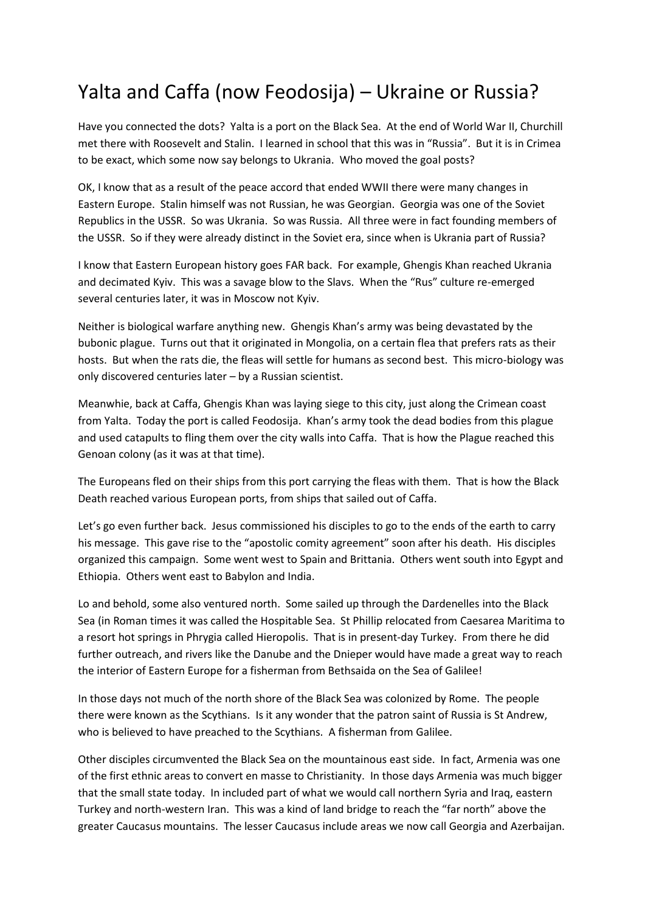# Yalta and Caffa (now Feodosija) – Ukraine or Russia?

Have you connected the dots? Yalta is a port on the Black Sea. At the end of World War II, Churchill met there with Roosevelt and Stalin. I learned in school that this was in "Russia". But it is in Crimea to be exact, which some now say belongs to Ukrania. Who moved the goal posts?

OK, I know that as a result of the peace accord that ended WWII there were many changes in Eastern Europe. Stalin himself was not Russian, he was Georgian. Georgia was one of the Soviet Republics in the USSR. So was Ukrania. So was Russia. All three were in fact founding members of the USSR. So if they were already distinct in the Soviet era, since when is Ukrania part of Russia?

I know that Eastern European history goes FAR back. For example, Ghengis Khan reached Ukrania and decimated Kyiv. This was a savage blow to the Slavs. When the "Rus" culture re-emerged several centuries later, it was in Moscow not Kyiv.

Neither is biological warfare anything new. Ghengis Khan's army was being devastated by the bubonic plague. Turns out that it originated in Mongolia, on a certain flea that prefers rats as their hosts. But when the rats die, the fleas will settle for humans as second best. This micro-biology was only discovered centuries later – by a Russian scientist.

Meanwhie, back at Caffa, Ghengis Khan was laying siege to this city, just along the Crimean coast from Yalta. Today the port is called Feodosija. Khan's army took the dead bodies from this plague and used catapults to fling them over the city walls into Caffa. That is how the Plague reached this Genoan colony (as it was at that time).

The Europeans fled on their ships from this port carrying the fleas with them. That is how the Black Death reached various European ports, from ships that sailed out of Caffa.

Let's go even further back. Jesus commissioned his disciples to go to the ends of the earth to carry his message. This gave rise to the "apostolic comity agreement" soon after his death. His disciples organized this campaign. Some went west to Spain and Brittania. Others went south into Egypt and Ethiopia. Others went east to Babylon and India.

Lo and behold, some also ventured north. Some sailed up through the Dardenelles into the Black Sea (in Roman times it was called the Hospitable Sea. St Phillip relocated from Caesarea Maritima to a resort hot springs in Phrygia called Hieropolis. That is in present-day Turkey. From there he did further outreach, and rivers like the Danube and the Dnieper would have made a great way to reach the interior of Eastern Europe for a fisherman from Bethsaida on the Sea of Galilee!

In those days not much of the north shore of the Black Sea was colonized by Rome. The people there were known as the Scythians. Is it any wonder that the patron saint of Russia is St Andrew, who is believed to have preached to the Scythians. A fisherman from Galilee.

Other disciples circumvented the Black Sea on the mountainous east side. In fact, Armenia was one of the first ethnic areas to convert en masse to Christianity. In those days Armenia was much bigger that the small state today. In included part of what we would call northern Syria and Iraq, eastern Turkey and north-western Iran. This was a kind of land bridge to reach the "far north" above the greater Caucasus mountains. The lesser Caucasus include areas we now call Georgia and Azerbaijan.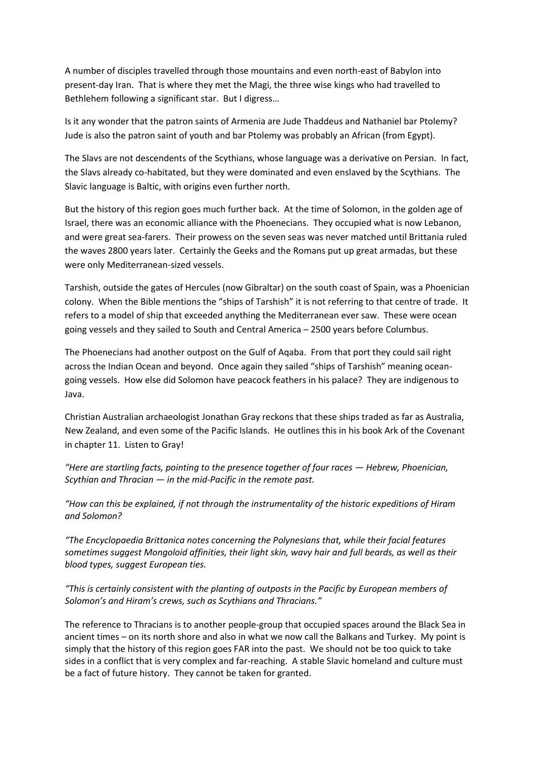A number of disciples travelled through those mountains and even north-east of Babylon into present-day Iran. That is where they met the Magi, the three wise kings who had travelled to Bethlehem following a significant star. But I digress…

Is it any wonder that the patron saints of Armenia are Jude Thaddeus and Nathaniel bar Ptolemy? Jude is also the patron saint of youth and bar Ptolemy was probably an African (from Egypt).

The Slavs are not descendents of the Scythians, whose language was a derivative on Persian. In fact, the Slavs already co-habitated, but they were dominated and even enslaved by the Scythians. The Slavic language is Baltic, with origins even further north.

But the history of this region goes much further back. At the time of Solomon, in the golden age of Israel, there was an economic alliance with the Phoenecians. They occupied what is now Lebanon, and were great sea-farers. Their prowess on the seven seas was never matched until Brittania ruled the waves 2800 years later. Certainly the Geeks and the Romans put up great armadas, but these were only Mediterranean-sized vessels.

Tarshish, outside the gates of Hercules (now Gibraltar) on the south coast of Spain, was a Phoenician colony. When the Bible mentions the "ships of Tarshish" it is not referring to that centre of trade. It refers to a model of ship that exceeded anything the Mediterranean ever saw. These were ocean going vessels and they sailed to South and Central America – 2500 years before Columbus.

The Phoenecians had another outpost on the Gulf of Aqaba. From that port they could sail right across the Indian Ocean and beyond. Once again they sailed "ships of Tarshish" meaning ocean-going vessels. How else did Solomon have peacock feathers in his palace? They are indigenous to Java.

Christian Australian archaeologist Jonathan Gray reckons that these ships traded as far as Australia, New Zealand, and even some of the Pacific Islands. He outlines this in his book Ark of the Covenant in chapter 11. Listen to Gray!

*"Here are startling facts, pointing to the presence together of four races — Hebrew, Phoenician, Scythian and Thracian — in the mid-Pacific in the remote past.*

*"How can this be explained, if not through the instrumentality of the historic expeditions of Hiram and Solomon?*

*"The Encyclopaedia Brittanica notes concerning the Polynesians that, while their facial features sometimes suggest Mongoloid affinities, their light skin, wavy hair and full beards, as well as their blood types, suggest European ties.*

*"This is certainly consistent with the planting of outposts in the Pacific by European members of Solomon's and Hiram's crews, such as Scythians and Thracians."*

The reference to Thracians is to another people-group that occupied spaces around the Black Sea in ancient times – on its north shore and also in what we now call the Balkans and Turkey. My point is simply that the history of this region goes FAR into the past. We should not be too quick to take sides in a conflict that is very complex and far-reaching. A stable Slavic homeland and culture must be a fact of future history. They cannot be taken for granted.